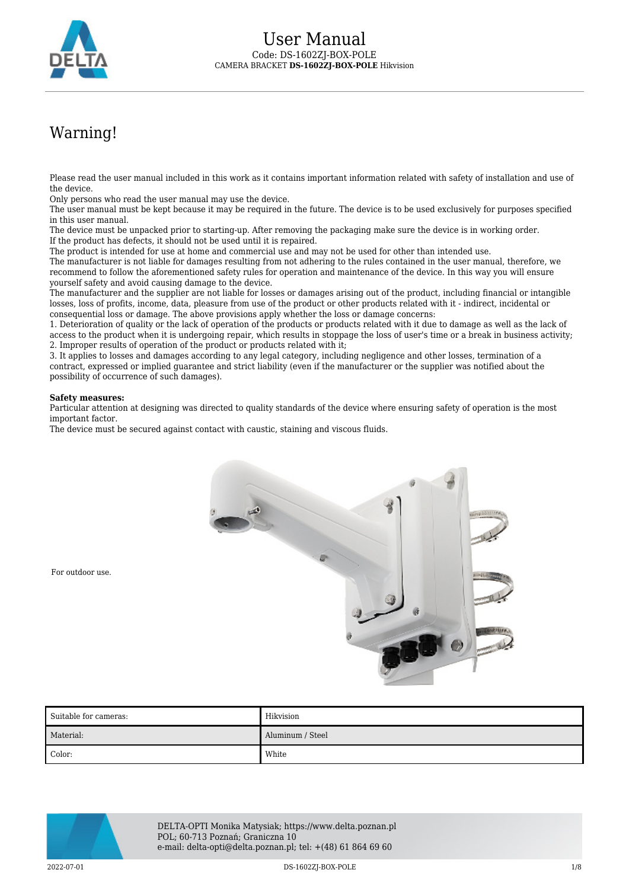# User Manual

Code: DS-1602ZJ-BOX-POLE

CAMERA BRACKET **DS-1602ZJ-BOX-POLE** Hikvision

# Warning!

Please read the user manual included in this work as it contains important information related with safety of installation and use of the device.
Only persons who read the user manual may use the device.
The user manual must be kept because it may be required in the future. The device is to be used exclusively for purposes specified in this user manual.
The device must be unpacked prior to starting-up. After removing the packaging make sure the device is in working order.
If the product has defects, it should not be used until it is repaired.
The product is intended for use at home and commercial use and may not be used for other than intended use.
The manufacturer is not liable for damages resulting from not adhering to the rules contained in the user manual, therefore, we recommend to follow the aforementioned safety rules for operation and maintenance of the device. In this way you will ensure yourself safety and avoid causing damage to the device.
The manufacturer and the supplier are not liable for losses or damages arising out of the product, including financial or intangible losses, loss of profits, income, data, pleasure from use of the product or other products related with it - indirect, incidental or consequential loss or damage. The above provisions apply whether the loss or damage concerns:
1. Deterioration of quality or the lack of operation of the products or products related with it due to damage as well as the lack of access to the product when it is undergoing repair, which results in stoppage the loss of user's time or a break in business activity;
2. Improper results of operation of the product or products related with it;
3. It applies to losses and damages according to any legal category, including negligence and other losses, termination of a contract, expressed or implied guarantee and strict liability (even if the manufacturer or the supplier was notified about the possibility of occurrence of such damages).

**Safety measures:**
Particular attention at designing was directed to quality standards of the device where ensuring safety of operation is the most important factor.
The device must be secured against contact with caustic, staining and viscous fluids.

For outdoor use.

| Suitable for cameras: | Hikvision |
|---|---|
| Material: | Aluminum / Steel |
| Color: | White |

DELTA-OPTI Monika Matysiak; https://www.delta.poznan.pl
POL; 60-713 Poznań; Graniczna 10
e-mail: delta-opti@delta.poznan.pl; tel: +(48) 61 864 69 60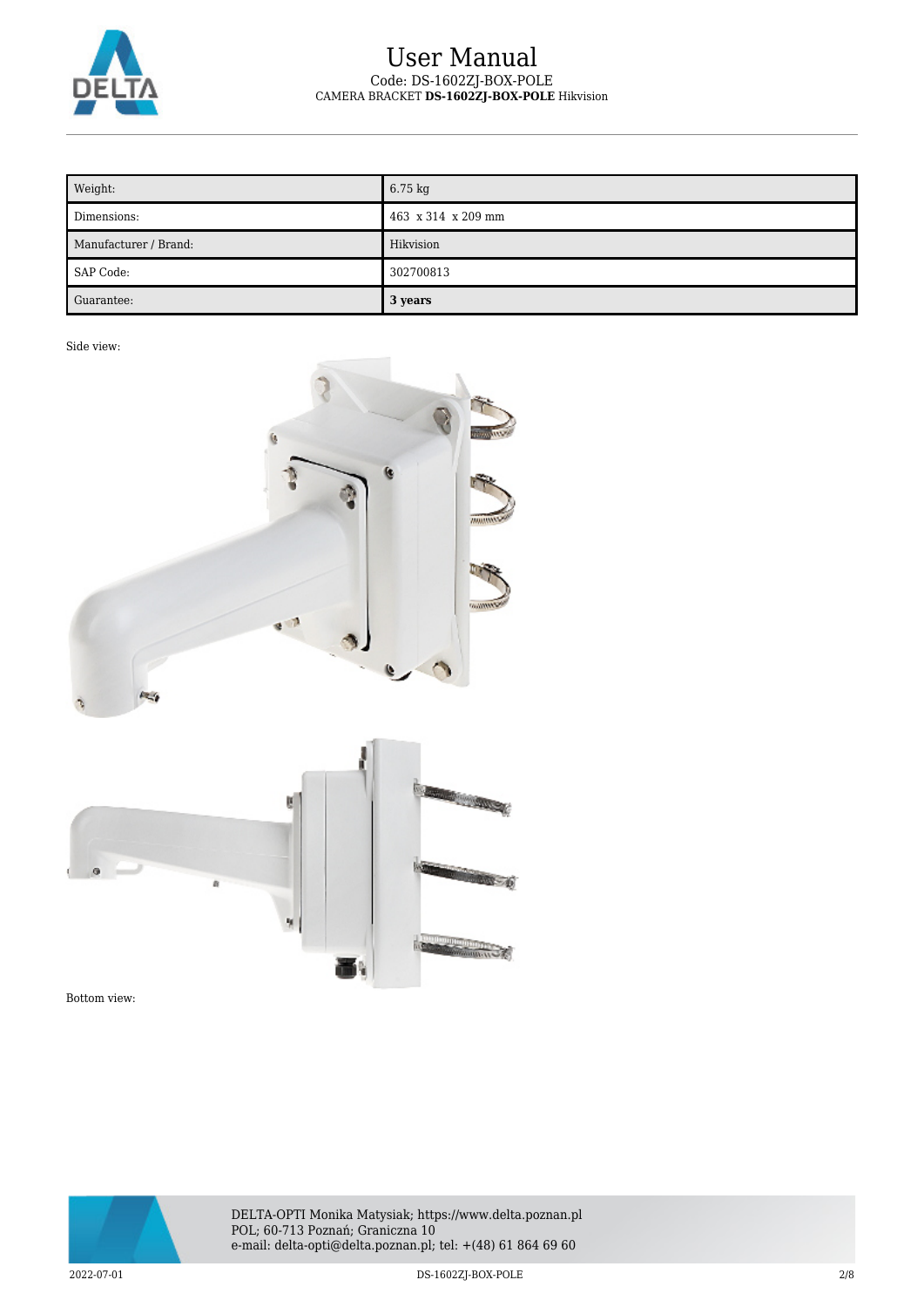| Weight: | 6.75 kg |
| --- | --- |
| Dimensions: | 463 x 314 x 209 mm |
| Manufacturer / Brand: | Hikvision |
| SAP Code: | 302700813 |
| Guarantee: | **3 years** |

Side view:

Bottom view: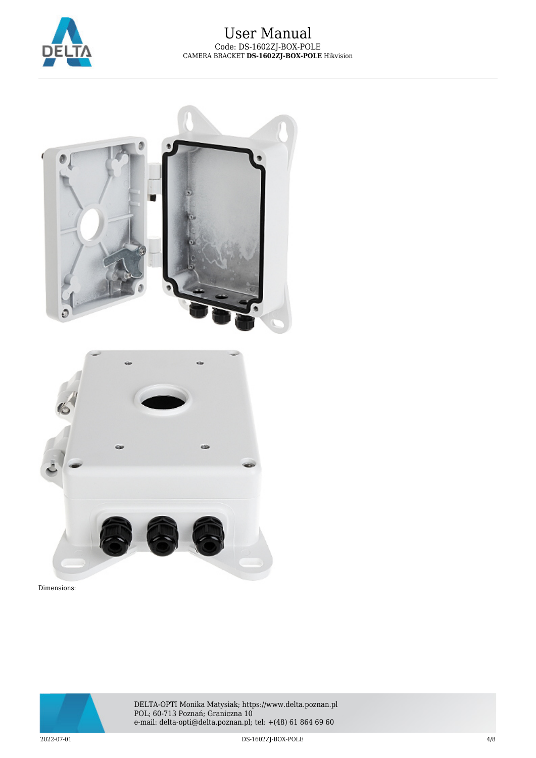Dimensions: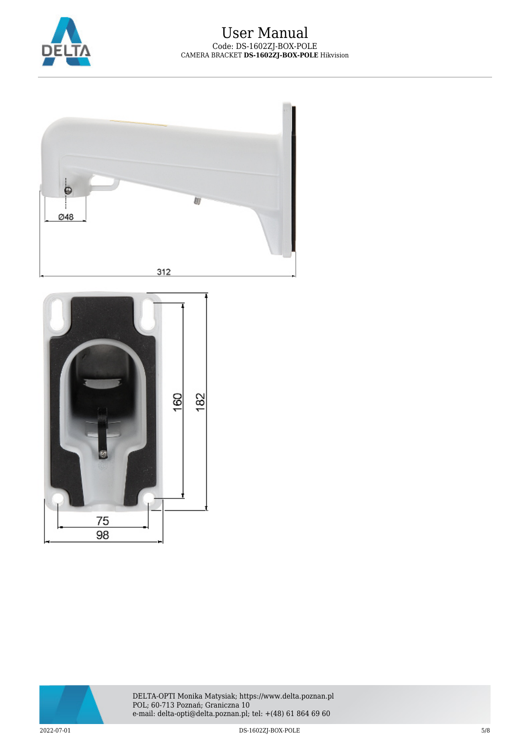Ø48

312

160

182

75

98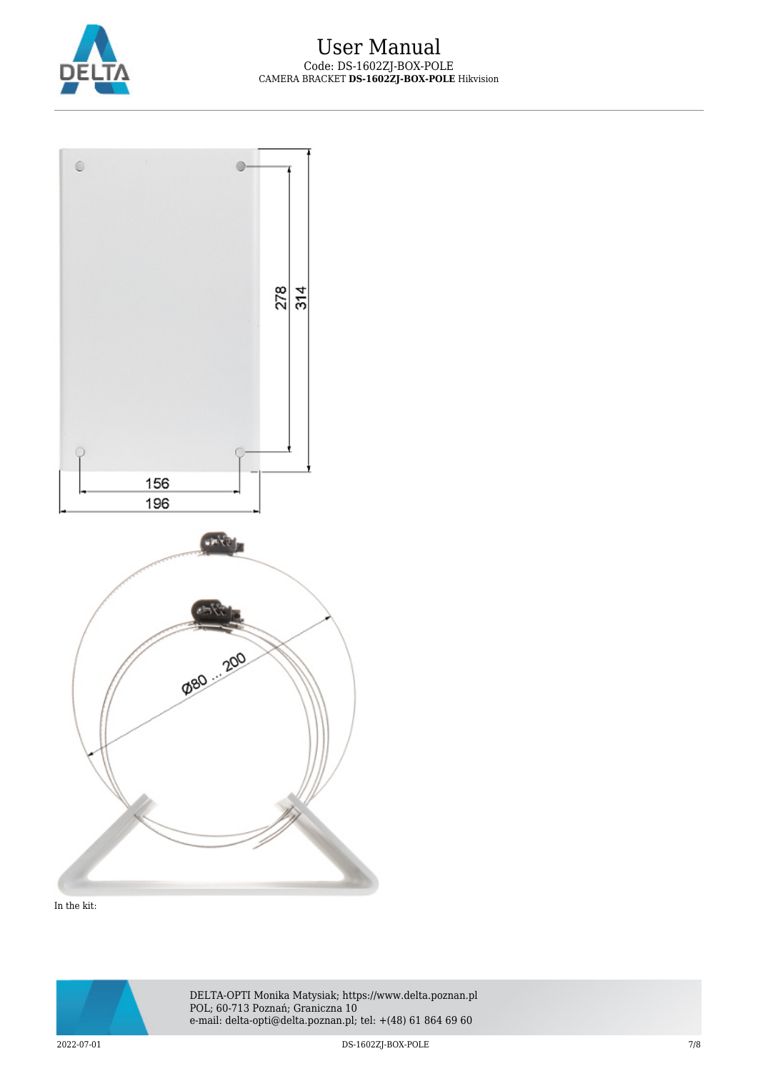In the kit: